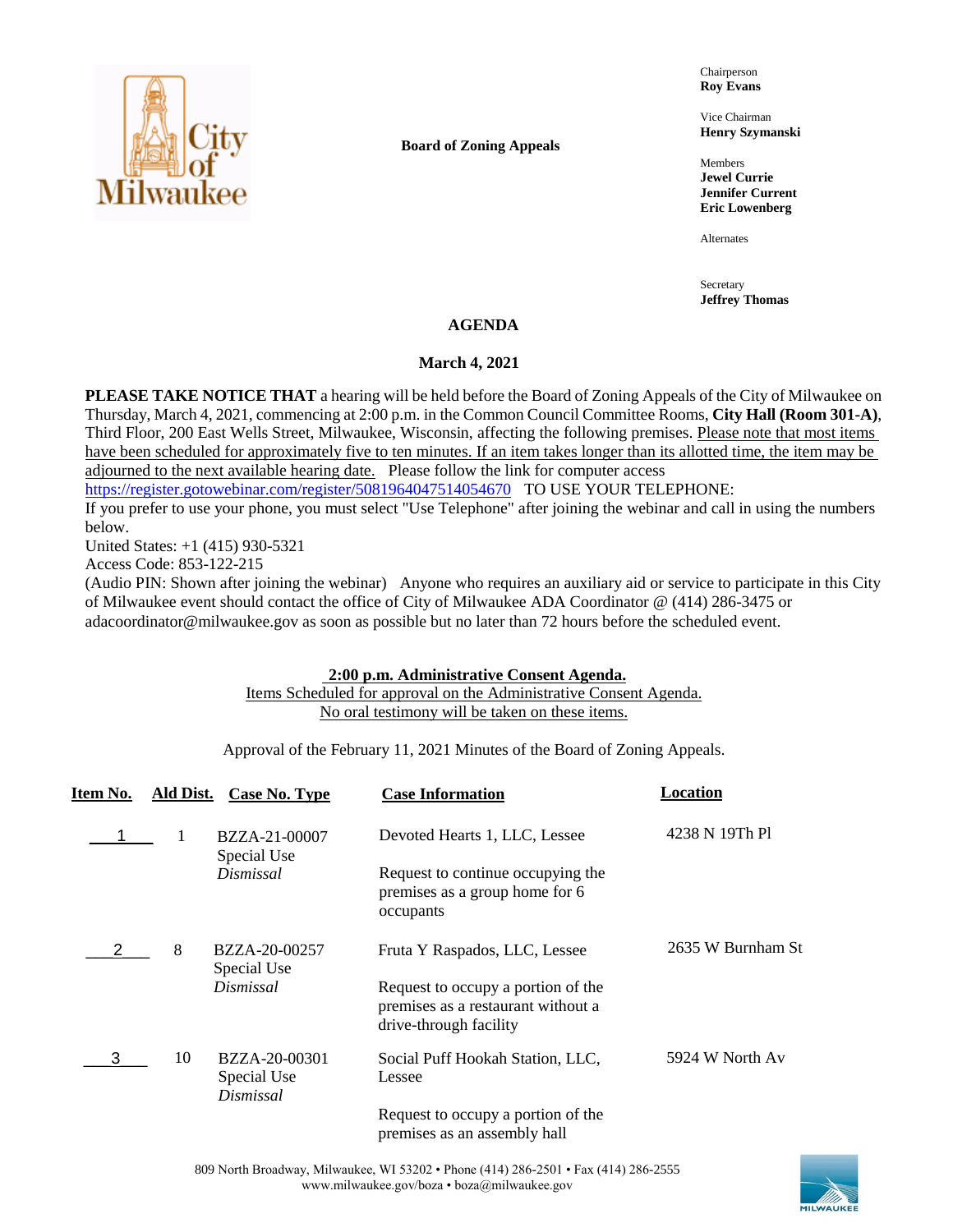Board of Zoning Appeals

Chairperson
**Roy Evans**

Vice Chairman
**Henry Szymanski**

Members
**Jewel Currie**
**Jennifer Current**
**Eric Lowenberg**

Alternates

Secretary
**Jeffrey Thomas**

# AGENDA

**March 4, 2021**

**PLEASE TAKE NOTICE THAT** a hearing will be held before the Board of Zoning Appeals of the City of Milwaukee on Thursday, March 4, 2021, commencing at 2:00 p.m. in the Common Council Committee Rooms, **City Hall (Room 301-A)**, Third Floor, 200 East Wells Street, Milwaukee, Wisconsin, affecting the following premises. Please note that most items have been scheduled for approximately five to ten minutes. If an item takes longer than its allotted time, the item may be adjourned to the next available hearing date. Please follow the link for computer access https://register.gotowebinar.com/register/5081964047514054670 TO USE YOUR TELEPHONE:
If you prefer to use your phone, you must select "Use Telephone" after joining the webinar and call in using the numbers below.
United States: +1 (415) 930-5321
Access Code: 853-122-215
(Audio PIN: Shown after joining the webinar) Anyone who requires an auxiliary aid or service to participate in this City of Milwaukee event should contact the office of City of Milwaukee ADA Coordinator @ (414) 286-3475 or adacoordinator@milwaukee.gov as soon as possible but no later than 72 hours before the scheduled event.

**2:00 p.m. Administrative Consent Agenda.**
Items Scheduled for approval on the Administrative Consent Agenda.
No oral testimony will be taken on these items.

Approval of the February 11, 2021 Minutes of the Board of Zoning Appeals.

| Item No. | Ald Dist. | Case No. Type | Case Information | Location |
|---|---|---|---|---|
| 1 | 1 | BZZA-21-00007 Special Use *Dismissal* | Devoted Hearts 1, LLC, Lessee<br><br>Request to continue occupying the premises as a group home for 6 occupants | 4238 N 19Th Pl |
| 2 | 8 | BZZA-20-00257 Special Use *Dismissal* | Fruta Y Raspados, LLC, Lessee<br><br>Request to occupy a portion of the premises as a restaurant without a drive-through facility | 2635 W Burnham St |
| 3 | 10 | BZZA-20-00301 Special Use *Dismissal* | Social Puff Hookah Station, LLC, Lessee<br><br>Request to occupy a portion of the premises as an assembly hall | 5924 W North Av |

809 North Broadway, Milwaukee, WI 53202 • Phone (414) 286-2501 • Fax (414) 286-2555
www.milwaukee.gov/boza • boza@milwaukee.gov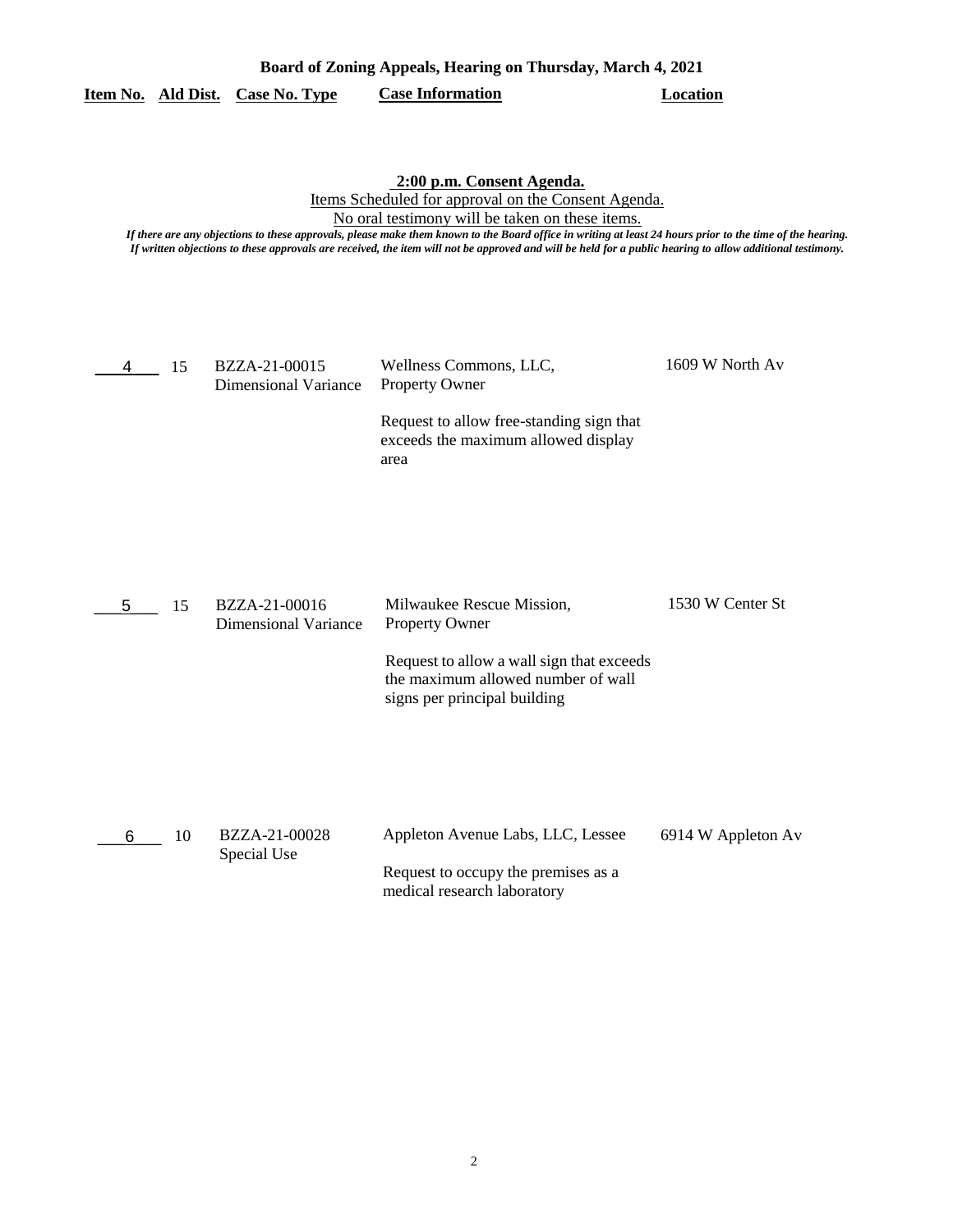**Board of Zoning Appeals, Hearing on Thursday, March 4, 2021**

| Item No. | Ald Dist. | Case No. Type | Case Information | Location |
|---|---|---|---|---|

**2:00 p.m. Consent Agenda.**

Items Scheduled for approval on the Consent Agenda.

No oral testimony will be taken on these items.

*If there are any objections to these approvals, please make them known to the Board office in writing at least 24 hours prior to the time of the hearing. If written objections to these approvals are received, the item will not be approved and will be held for a public hearing to allow additional testimony.*

| Item No. | Ald Dist. | Case No. Type | Case Information | Location |
|---|---|---|---|---|
| 4 | 15 | BZZA-21-00015 Dimensional Variance | Wellness Commons, LLC, Property Owner<br><br>Request to allow free-standing sign that exceeds the maximum allowed display area | 1609 W North Av |
| 5 | 15 | BZZA-21-00016 Dimensional Variance | Milwaukee Rescue Mission, Property Owner<br><br>Request to allow a wall sign that exceeds the maximum allowed number of wall signs per principal building | 1530 W Center St |
| 6 | 10 | BZZA-21-00028 Special Use | Appleton Avenue Labs, LLC, Lessee<br><br>Request to occupy the premises as a medical research laboratory | 6914 W Appleton Av |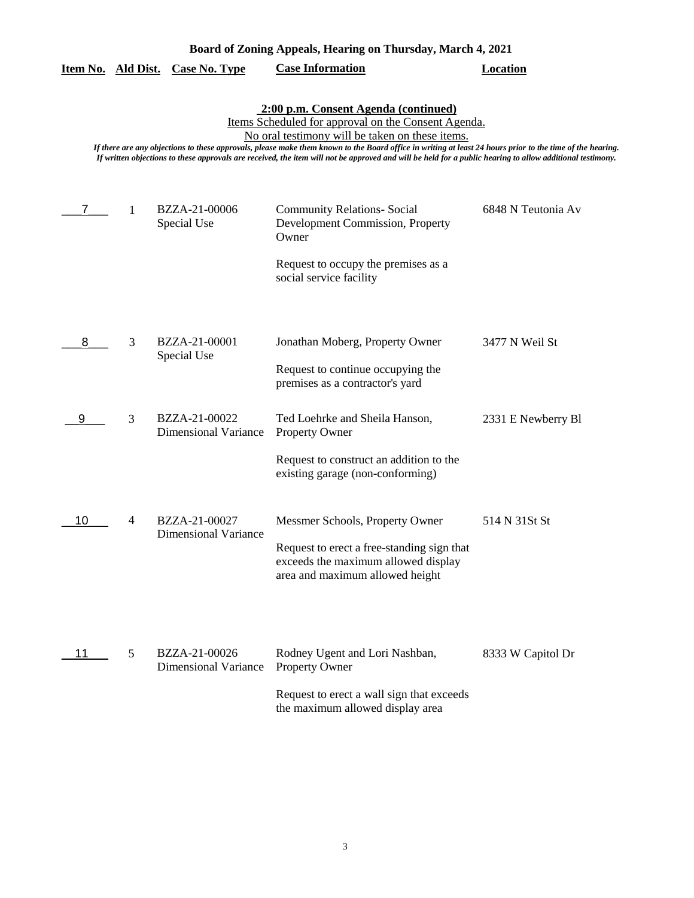**Board of Zoning Appeals, Hearing on Thursday, March 4, 2021**

| Item No. | Ald Dist. | Case No. Type | Case Information | Location |
|---|---|---|---|---|

**2:00 p.m. Consent Agenda (continued)**

Items Scheduled for approval on the Consent Agenda.

No oral testimony will be taken on these items.

*If there are any objections to these approvals, please make them known to the Board office in writing at least 24 hours prior to the time of the hearing. If written objections to these approvals are received, the item will not be approved and will be held for a public hearing to allow additional testimony.*

| Item No. | Ald Dist. | Case No. Type | Case Information | Location |
|---|---|---|---|---|
| 7 | 1 | BZZA-21-00006 Special Use | Community Relations- Social Development Commission, Property Owner<br><br>Request to occupy the premises as a social service facility | 6848 N Teutonia Av |
| 8 | 3 | BZZA-21-00001 Special Use | Jonathan Moberg, Property Owner<br><br>Request to continue occupying the premises as a contractor's yard | 3477 N Weil St |
| 9 | 3 | BZZA-21-00022 Dimensional Variance | Ted Loehrke and Sheila Hanson, Property Owner<br><br>Request to construct an addition to the existing garage (non-conforming) | 2331 E Newberry Bl |
| 10 | 4 | BZZA-21-00027 Dimensional Variance | Messmer Schools, Property Owner<br><br>Request to erect a free-standing sign that exceeds the maximum allowed display area and maximum allowed height | 514 N 31St St |
| 11 | 5 | BZZA-21-00026 Dimensional Variance | Rodney Ugent and Lori Nashban, Property Owner<br><br>Request to erect a wall sign that exceeds the maximum allowed display area | 8333 W Capitol Dr |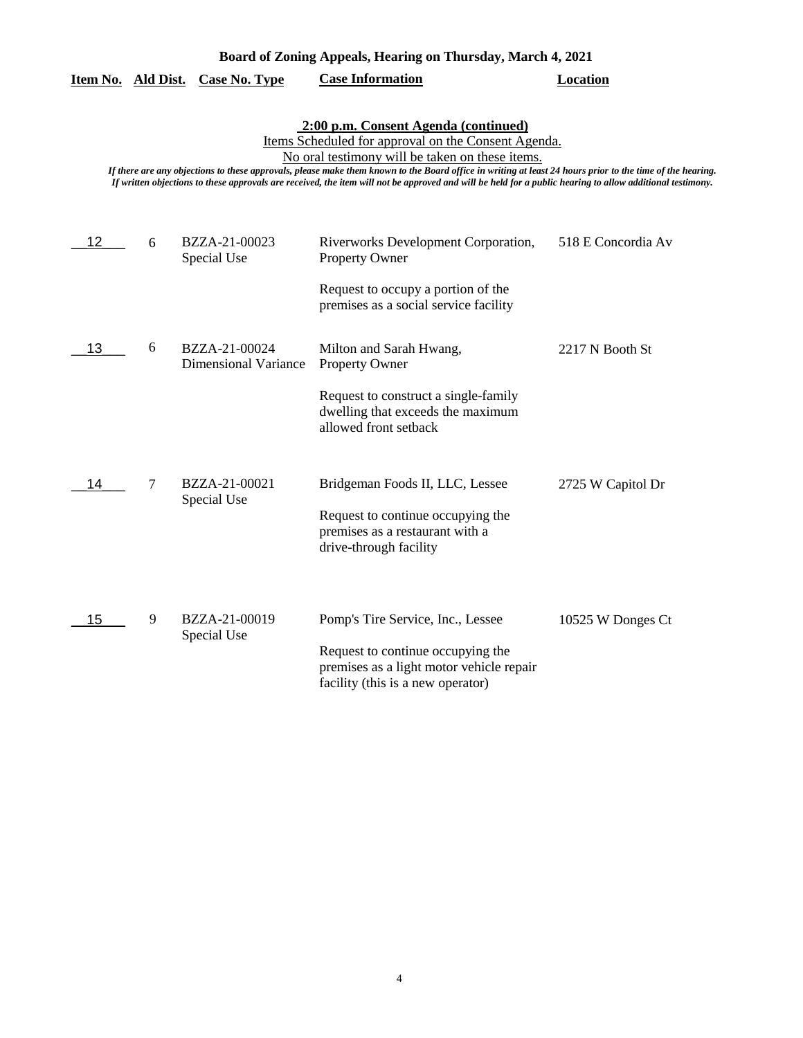**Board of Zoning Appeals, Hearing on Thursday, March 4, 2021**

| Item No. | Ald Dist. | Case No. Type | Case Information | Location |
|---|---|---|---|---|

**2:00 p.m. Consent Agenda (continued)**

Items Scheduled for approval on the Consent Agenda.

No oral testimony will be taken on these items.

*If there are any objections to these approvals, please make them known to the Board office in writing at least 24 hours prior to the time of the hearing. If written objections to these approvals are received, the item will not be approved and will be held for a public hearing to allow additional testimony.*

| Item No. | Ald Dist. | Case No. Type | Case Information | Location |
|---|---|---|---|---|
| 12 | 6 | BZZA-21-00023 Special Use | Riverworks Development Corporation, Property Owner<br><br>Request to occupy a portion of the premises as a social service facility | 518 E Concordia Av |
| 13 | 6 | BZZA-21-00024 Dimensional Variance | Milton and Sarah Hwang, Property Owner<br><br>Request to construct a single-family dwelling that exceeds the maximum allowed front setback | 2217 N Booth St |
| 14 | 7 | BZZA-21-00021 Special Use | Bridgeman Foods II, LLC, Lessee<br><br>Request to continue occupying the premises as a restaurant with a drive-through facility | 2725 W Capitol Dr |
| 15 | 9 | BZZA-21-00019 Special Use | Pomp's Tire Service, Inc., Lessee<br><br>Request to continue occupying the premises as a light motor vehicle repair facility (this is a new operator) | 10525 W Donges Ct |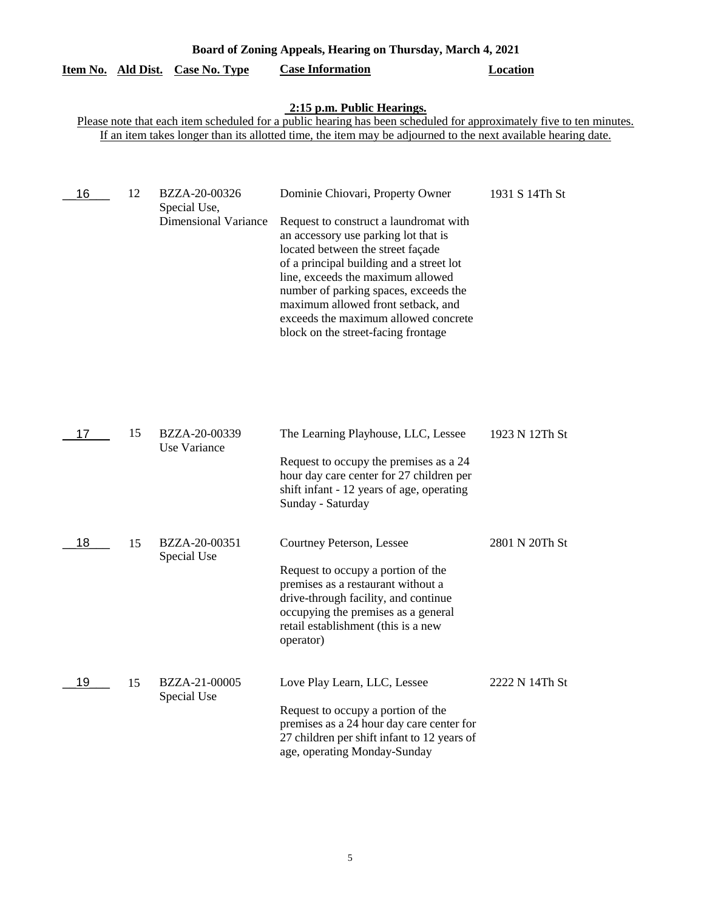**Board of Zoning Appeals, Hearing on Thursday, March 4, 2021**

| Item No. | Ald Dist. | Case No. Type | Case Information | Location |
|---|---|---|---|---|

**2:15 p.m. Public Hearings.**

Please note that each item scheduled for a public hearing has been scheduled for approximately five to ten minutes. If an item takes longer than its allotted time, the item may be adjourned to the next available hearing date.

| Item No. | Ald Dist. | Case No. Type | Case Information | Location |
|---|---|---|---|---|
| 16 | 12 | BZZA-20-00326 Special Use, Dimensional Variance | Dominie Chiovari, Property Owner<br><br>Request to construct a laundromat with an accessory use parking lot that is located between the street façade of a principal building and a street lot line, exceeds the maximum allowed number of parking spaces, exceeds the maximum allowed front setback, and exceeds the maximum allowed concrete block on the street-facing frontage | 1931 S 14Th St |
| 17 | 15 | BZZA-20-00339 Use Variance | The Learning Playhouse, LLC, Lessee<br><br>Request to occupy the premises as a 24 hour day care center for 27 children per shift infant - 12 years of age, operating Sunday - Saturday | 1923 N 12Th St |
| 18 | 15 | BZZA-20-00351 Special Use | Courtney Peterson, Lessee<br><br>Request to occupy a portion of the premises as a restaurant without a drive-through facility, and continue occupying the premises as a general retail establishment (this is a new operator) | 2801 N 20Th St |
| 19 | 15 | BZZA-21-00005 Special Use | Love Play Learn, LLC, Lessee<br><br>Request to occupy a portion of the premises as a 24 hour day care center for 27 children per shift infant to 12 years of age, operating Monday-Sunday | 2222 N 14Th St |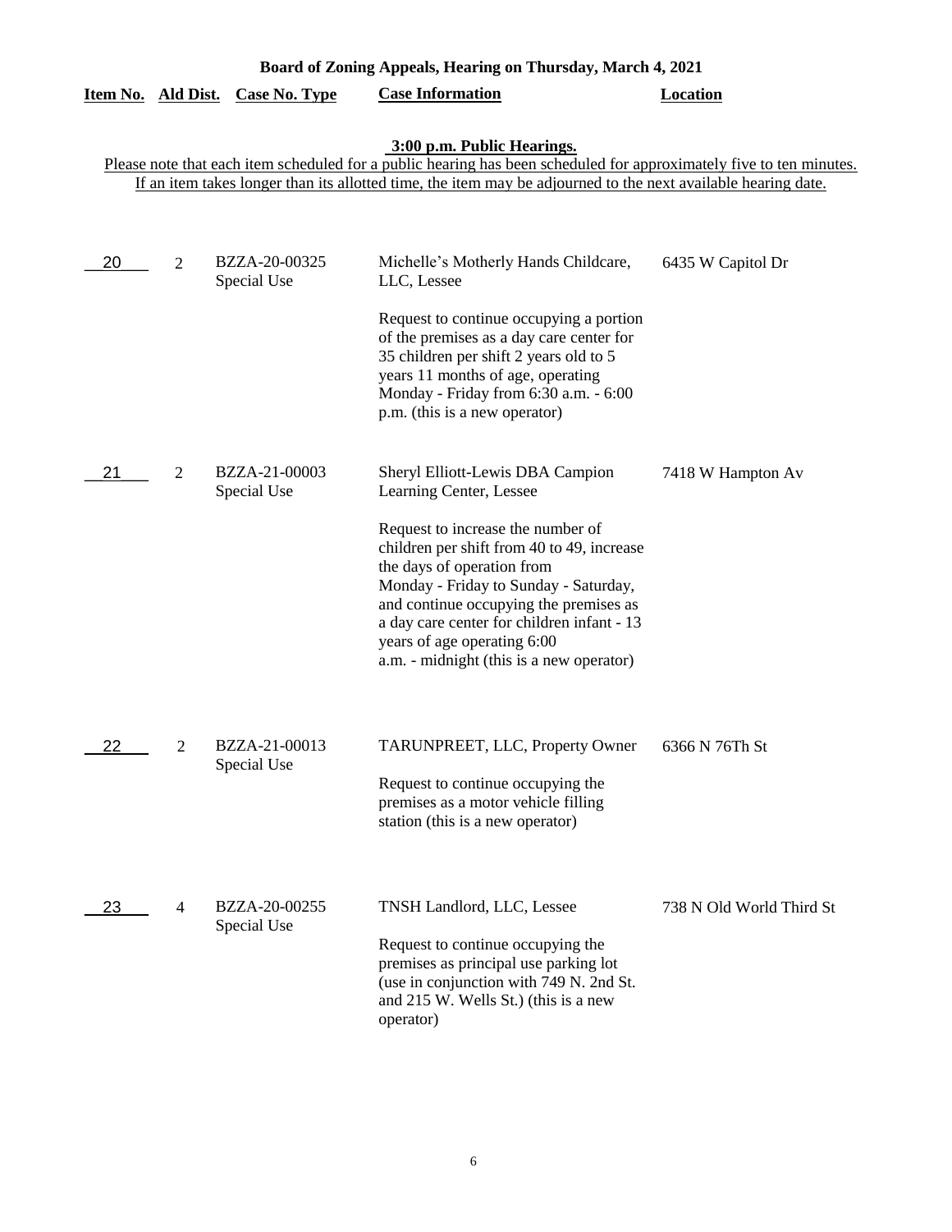**Board of Zoning Appeals, Hearing on Thursday, March 4, 2021**

**3:00 p.m. Public Hearings.**

Please note that each item scheduled for a public hearing has been scheduled for approximately five to ten minutes. If an item takes longer than its allotted time, the item may be adjourned to the next available hearing date.

| Item No. | Ald Dist. | Case No. Type | Case Information | Location |
|---|---|---|---|---|
| 20 | 2 | BZZA-20-00325 Special Use | Michelle's Motherly Hands Childcare, LLC, Lessee<br><br>Request to continue occupying a portion of the premises as a day care center for 35 children per shift 2 years old to 5 years 11 months of age, operating Monday - Friday from 6:30 a.m. - 6:00 p.m. (this is a new operator) | 6435 W Capitol Dr |
| 21 | 2 | BZZA-21-00003 Special Use | Sheryl Elliott-Lewis DBA Campion Learning Center, Lessee<br><br>Request to increase the number of children per shift from 40 to 49, increase the days of operation from Monday - Friday to Sunday - Saturday, and continue occupying the premises as a day care center for children infant - 13 years of age operating 6:00 a.m. - midnight (this is a new operator) | 7418 W Hampton Av |
| 22 | 2 | BZZA-21-00013 Special Use | TARUNPREET, LLC, Property Owner<br><br>Request to continue occupying the premises as a motor vehicle filling station (this is a new operator) | 6366 N 76Th St |
| 23 | 4 | BZZA-20-00255 Special Use | TNSH Landlord, LLC, Lessee<br><br>Request to continue occupying the premises as principal use parking lot (use in conjunction with 749 N. 2nd St. and 215 W. Wells St.) (this is a new operator) | 738 N Old World Third St |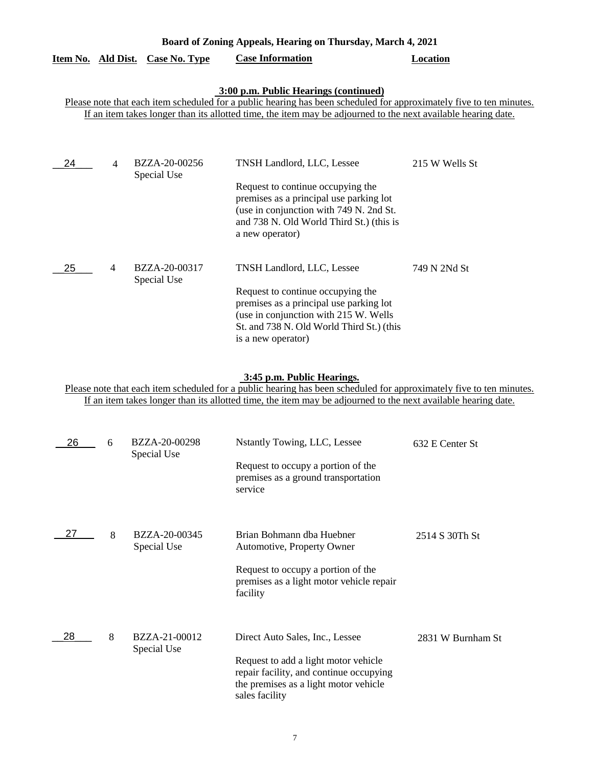# Board of Zoning Appeals, Hearing on Thursday, March 4, 2021

| Item No. | Ald Dist. | Case No. Type | Case Information | Location |
|---|---|---|---|---|

### 3:00 p.m. Public Hearings (continued)

Please note that each item scheduled for a public hearing has been scheduled for approximately five to ten minutes. If an item takes longer than its allotted time, the item may be adjourned to the next available hearing date.

| Item No. | Ald Dist. | Case No. Type | Case Information | Location |
|---|---|---|---|---|
| 24 | 4 | BZZA-20-00256 Special Use | TNSH Landlord, LLC, Lessee<br><br>Request to continue occupying the premises as a principal use parking lot (use in conjunction with 749 N. 2nd St. and 738 N. Old World Third St.) (this is a new operator) | 215 W Wells St |
| 25 | 4 | BZZA-20-00317 Special Use | TNSH Landlord, LLC, Lessee<br><br>Request to continue occupying the premises as a principal use parking lot (use in conjunction with 215 W. Wells St. and 738 N. Old World Third St.) (this is a new operator) | 749 N 2Nd St |

### 3:45 p.m. Public Hearings.

Please note that each item scheduled for a public hearing has been scheduled for approximately five to ten minutes. If an item takes longer than its allotted time, the item may be adjourned to the next available hearing date.

| Item No. | Ald Dist. | Case No. Type | Case Information | Location |
|---|---|---|---|---|
| 26 | 6 | BZZA-20-00298 Special Use | Nstantly Towing, LLC, Lessee<br><br>Request to occupy a portion of the premises as a ground transportation service | 632 E Center St |
| 27 | 8 | BZZA-20-00345 Special Use | Brian Bohmann dba Huebner Automotive, Property Owner<br><br>Request to occupy a portion of the premises as a light motor vehicle repair facility | 2514 S 30Th St |
| 28 | 8 | BZZA-21-00012 Special Use | Direct Auto Sales, Inc., Lessee<br><br>Request to add a light motor vehicle repair facility, and continue occupying the premises as a light motor vehicle sales facility | 2831 W Burnham St |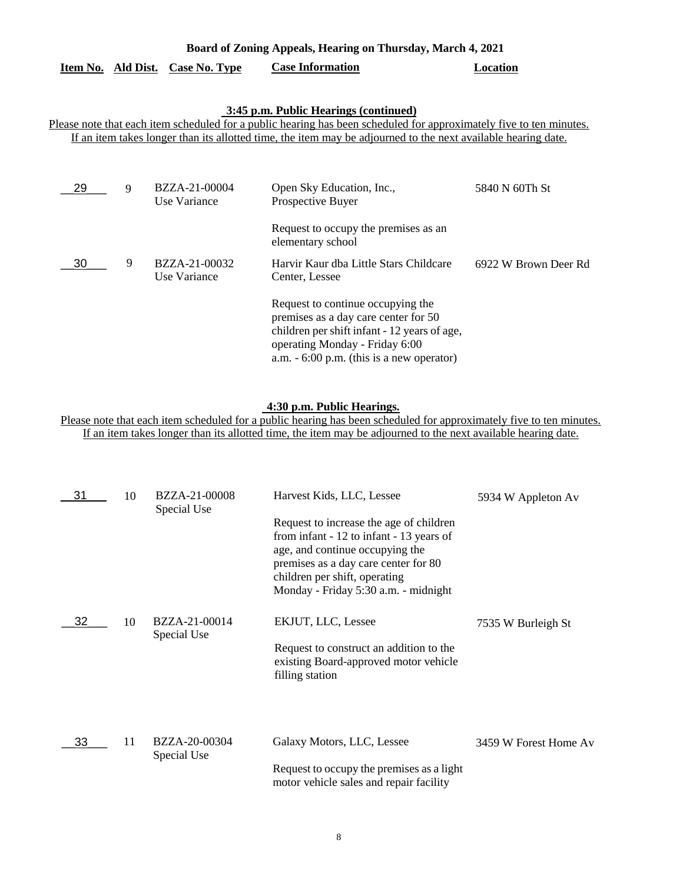**Board of Zoning Appeals, Hearing on Thursday, March 4, 2021**

| Item No. | Ald Dist. | Case No. Type | Case Information | Location |
|---|---|---|---|---|

**3:45 p.m. Public Hearings (continued)**

Please note that each item scheduled for a public hearing has been scheduled for approximately five to ten minutes. If an item takes longer than its allotted time, the item may be adjourned to the next available hearing date.

| Item No. | Ald Dist. | Case No. Type | Case Information | Location |
|---|---|---|---|---|
| 29 | 9 | BZZA-21-00004 Use Variance | Open Sky Education, Inc., Prospective Buyer<br><br>Request to occupy the premises as an elementary school | 5840 N 60Th St |
| 30 | 9 | BZZA-21-00032 Use Variance | Harvir Kaur dba Little Stars Childcare Center, Lessee<br><br>Request to continue occupying the premises as a day care center for 50 children per shift infant - 12 years of age, operating Monday - Friday 6:00 a.m. - 6:00 p.m. (this is a new operator) | 6922 W Brown Deer Rd |

**4:30 p.m. Public Hearings.**

Please note that each item scheduled for a public hearing has been scheduled for approximately five to ten minutes. If an item takes longer than its allotted time, the item may be adjourned to the next available hearing date.

| Item No. | Ald Dist. | Case No. Type | Case Information | Location |
|---|---|---|---|---|
| 31 | 10 | BZZA-21-00008 Special Use | Harvest Kids, LLC, Lessee<br><br>Request to increase the age of children from infant - 12 to infant - 13 years of age, and continue occupying the premises as a day care center for 80 children per shift, operating Monday - Friday 5:30 a.m. - midnight | 5934 W Appleton Av |
| 32 | 10 | BZZA-21-00014 Special Use | EKJUT, LLC, Lessee<br><br>Request to construct an addition to the existing Board-approved motor vehicle filling station | 7535 W Burleigh St |
| 33 | 11 | BZZA-20-00304 Special Use | Galaxy Motors, LLC, Lessee<br><br>Request to occupy the premises as a light motor vehicle sales and repair facility | 3459 W Forest Home Av |